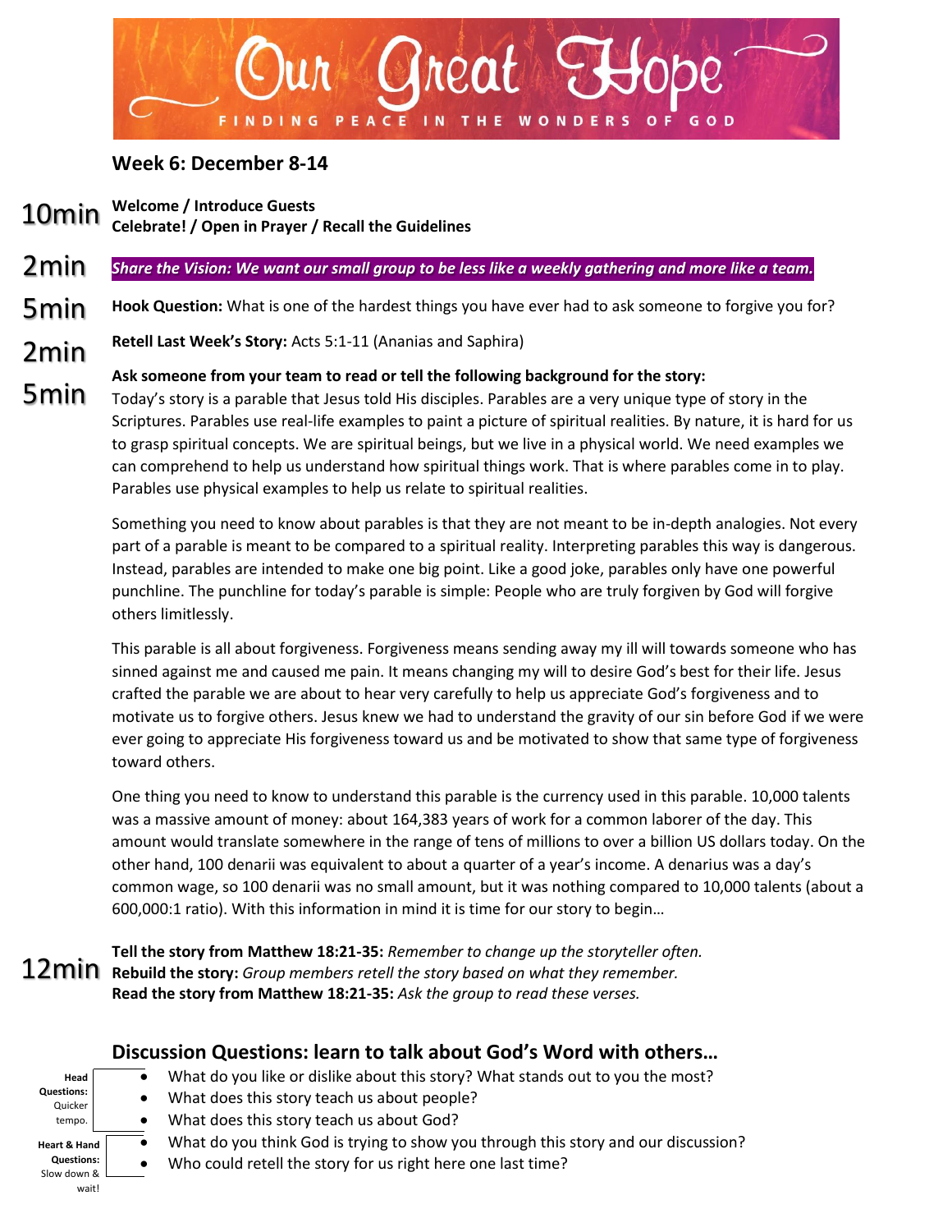# Our Great Hope

FINDING PEACE IN THE WONDERS OF GOD

## Week 6: December 8-14

10min **Welcome / Introduce Guests**
**Celebrate! / Open in Prayer / Recall the Guidelines**

2min ***Share the Vision: We want our small group to be less like a weekly gathering and more like a team.***

5min **Hook Question:** What is one of the hardest things you have ever had to ask someone to forgive you for?

2min **Retell Last Week's Story:** Acts 5:1-11 (Ananias and Saphira)

5min **Ask someone from your team to read or tell the following background for the story:**

Today's story is a parable that Jesus told His disciples. Parables are a very unique type of story in the Scriptures. Parables use real-life examples to paint a picture of spiritual realities. By nature, it is hard for us to grasp spiritual concepts. We are spiritual beings, but we live in a physical world. We need examples we can comprehend to help us understand how spiritual things work. That is where parables come in to play. Parables use physical examples to help us relate to spiritual realities.

Something you need to know about parables is that they are not meant to be in-depth analogies. Not every part of a parable is meant to be compared to a spiritual reality. Interpreting parables this way is dangerous. Instead, parables are intended to make one big point. Like a good joke, parables only have one powerful punchline. The punchline for today's parable is simple: People who are truly forgiven by God will forgive others limitlessly.

This parable is all about forgiveness. Forgiveness means sending away my ill will towards someone who has sinned against me and caused me pain. It means changing my will to desire God's best for their life. Jesus crafted the parable we are about to hear very carefully to help us appreciate God's forgiveness and to motivate us to forgive others. Jesus knew we had to understand the gravity of our sin before God if we were ever going to appreciate His forgiveness toward us and be motivated to show that same type of forgiveness toward others.

One thing you need to know to understand this parable is the currency used in this parable. 10,000 talents was a massive amount of money: about 164,383 years of work for a common laborer of the day. This amount would translate somewhere in the range of tens of millions to over a billion US dollars today. On the other hand, 100 denarii was equivalent to about a quarter of a year's income. A denarius was a day's common wage, so 100 denarii was no small amount, but it was nothing compared to 10,000 talents (about a 600,000:1 ratio). With this information in mind it is time for our story to begin…

12min **Tell the story from Matthew 18:21-35:** *Remember to change up the storyteller often.*
**Rebuild the story:** *Group members retell the story based on what they remember.*
**Read the story from Matthew 18:21-35:** *Ask the group to read these verses.*

## Discussion Questions: learn to talk about God's Word with others…

**Head Questions:** Quicker tempo.

- What do you like or dislike about this story? What stands out to you the most?
- What does this story teach us about people?
- What does this story teach us about God?

**Heart & Hand Questions:** Slow down & wait!

- What do you think God is trying to show you through this story and our discussion?
- Who could retell the story for us right here one last time?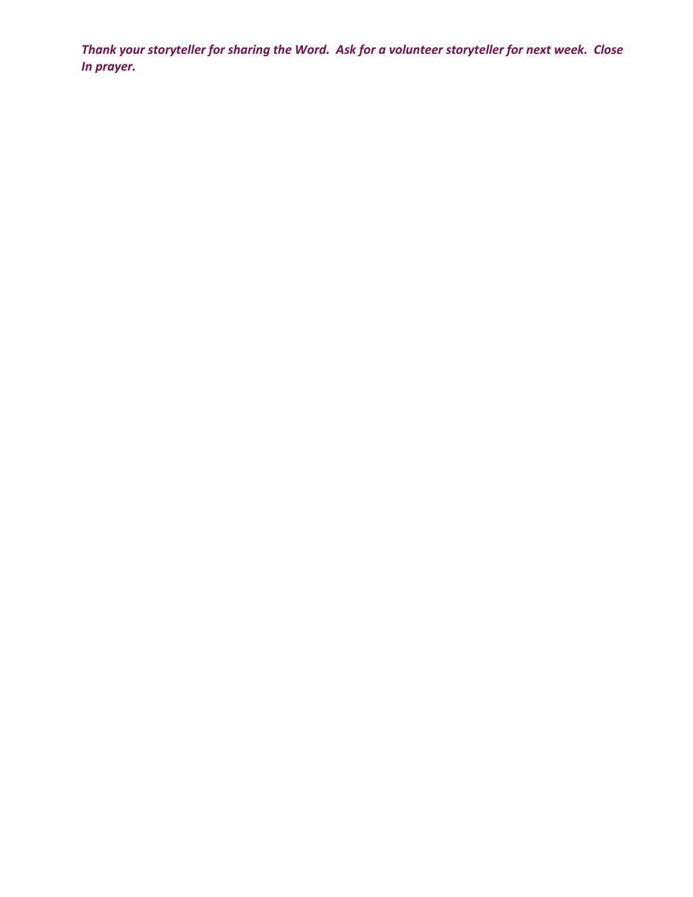***Thank your storyteller for sharing the Word. Ask for a volunteer storyteller for next week. Close In prayer.***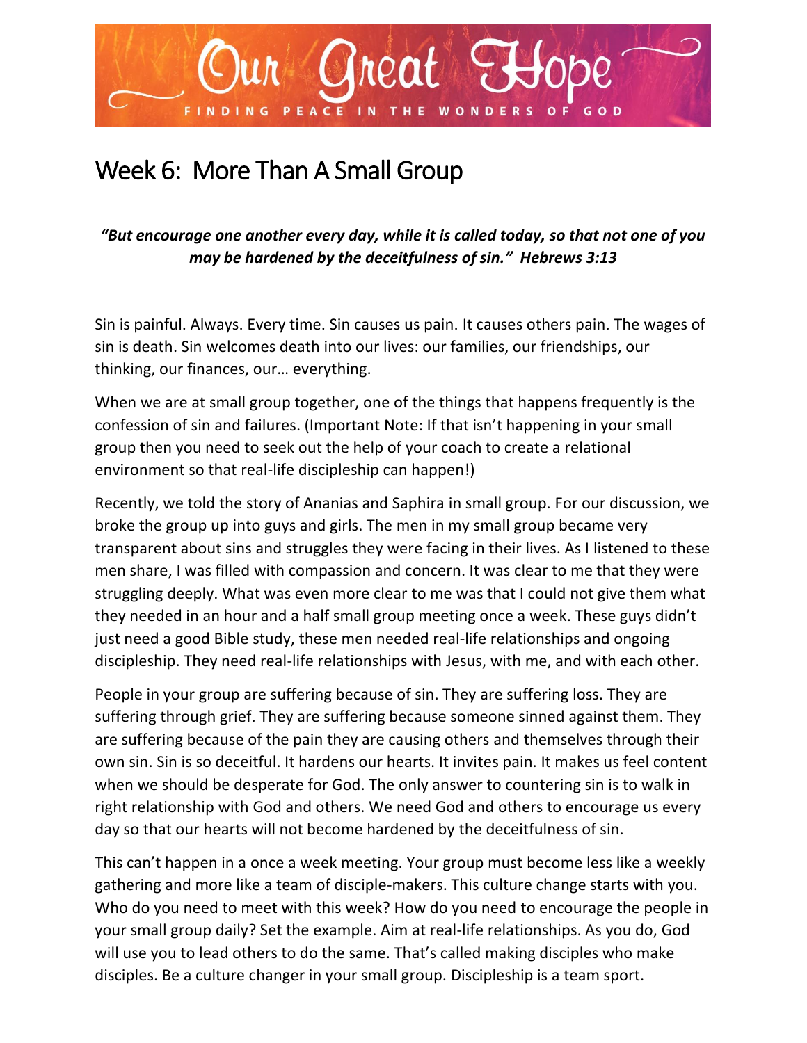# Our Great Hope

FINDING PEACE IN THE WONDERS OF GOD

## Week 6: More Than A Small Group

***"But encourage one another every day, while it is called today, so that not one of you may be hardened by the deceitfulness of sin." Hebrews 3:13***

Sin is painful. Always. Every time. Sin causes us pain. It causes others pain. The wages of sin is death. Sin welcomes death into our lives: our families, our friendships, our thinking, our finances, our… everything.

When we are at small group together, one of the things that happens frequently is the confession of sin and failures. (Important Note: If that isn't happening in your small group then you need to seek out the help of your coach to create a relational environment so that real-life discipleship can happen!)

Recently, we told the story of Ananias and Saphira in small group. For our discussion, we broke the group up into guys and girls. The men in my small group became very transparent about sins and struggles they were facing in their lives. As I listened to these men share, I was filled with compassion and concern. It was clear to me that they were struggling deeply. What was even more clear to me was that I could not give them what they needed in an hour and a half small group meeting once a week. These guys didn't just need a good Bible study, these men needed real-life relationships and ongoing discipleship. They need real-life relationships with Jesus, with me, and with each other.

People in your group are suffering because of sin. They are suffering loss. They are suffering through grief. They are suffering because someone sinned against them. They are suffering because of the pain they are causing others and themselves through their own sin. Sin is so deceitful. It hardens our hearts. It invites pain. It makes us feel content when we should be desperate for God. The only answer to countering sin is to walk in right relationship with God and others. We need God and others to encourage us every day so that our hearts will not become hardened by the deceitfulness of sin.

This can't happen in a once a week meeting. Your group must become less like a weekly gathering and more like a team of disciple-makers. This culture change starts with you. Who do you need to meet with this week? How do you need to encourage the people in your small group daily? Set the example. Aim at real-life relationships. As you do, God will use you to lead others to do the same. That's called making disciples who make disciples. Be a culture changer in your small group. Discipleship is a team sport.